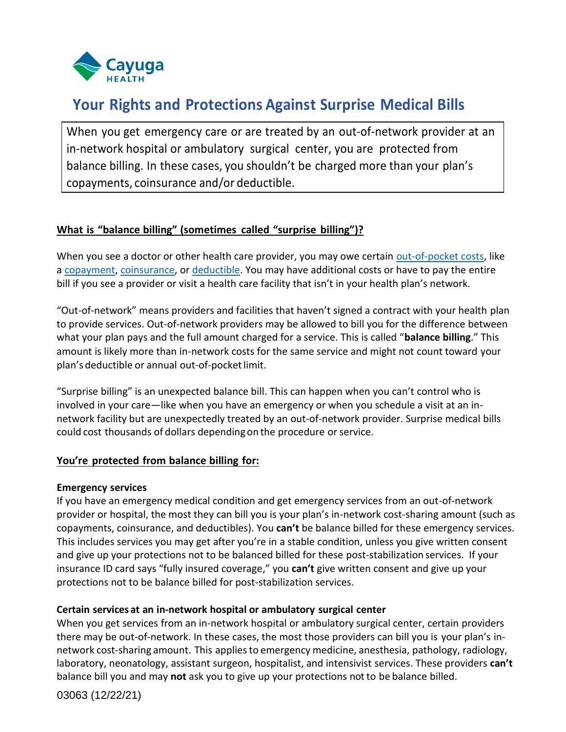Cayuga HEALTH

# Your Rights and Protections Against Surprise Medical Bills

When you get emergency care or are treated by an out-of-network provider at an in-network hospital or ambulatory surgical center, you are protected from balance billing. In these cases, you shouldn't be charged more than your plan's copayments, coinsurance and/or deductible.

## What is "balance billing" (sometimes called "surprise billing")?

When you see a doctor or other health care provider, you may owe certain out-of-pocket costs, like a copayment, coinsurance, or deductible. You may have additional costs or have to pay the entire bill if you see a provider or visit a health care facility that isn't in your health plan's network.

"Out-of-network" means providers and facilities that haven't signed a contract with your health plan to provide services. Out-of-network providers may be allowed to bill you for the difference between what your plan pays and the full amount charged for a service. This is called "**balance billing**." This amount is likely more than in-network costs for the same service and might not count toward your plan's deductible or annual out-of-pocket limit.

"Surprise billing" is an unexpected balance bill. This can happen when you can't control who is involved in your care—like when you have an emergency or when you schedule a visit at an in-network facility but are unexpectedly treated by an out-of-network provider. Surprise medical bills could cost thousands of dollars depending on the procedure or service.

## You're protected from balance billing for:

### Emergency services

If you have an emergency medical condition and get emergency services from an out-of-network provider or hospital, the most they can bill you is your plan's in-network cost-sharing amount (such as copayments, coinsurance, and deductibles). You **can't** be balance billed for these emergency services. This includes services you may get after you're in a stable condition, unless you give written consent and give up your protections not to be balanced billed for these post-stabilization services. If your insurance ID card says "fully insured coverage," you **can't** give written consent and give up your protections not to be balance billed for post-stabilization services.

### Certain services at an in-network hospital or ambulatory surgical center

When you get services from an in-network hospital or ambulatory surgical center, certain providers there may be out-of-network. In these cases, the most those providers can bill you is your plan's in-network cost-sharing amount. This applies to emergency medicine, anesthesia, pathology, radiology, laboratory, neonatology, assistant surgeon, hospitalist, and intensivist services. These providers **can't** balance bill you and may **not** ask you to give up your protections not to be balance billed.

03063 (12/22/21)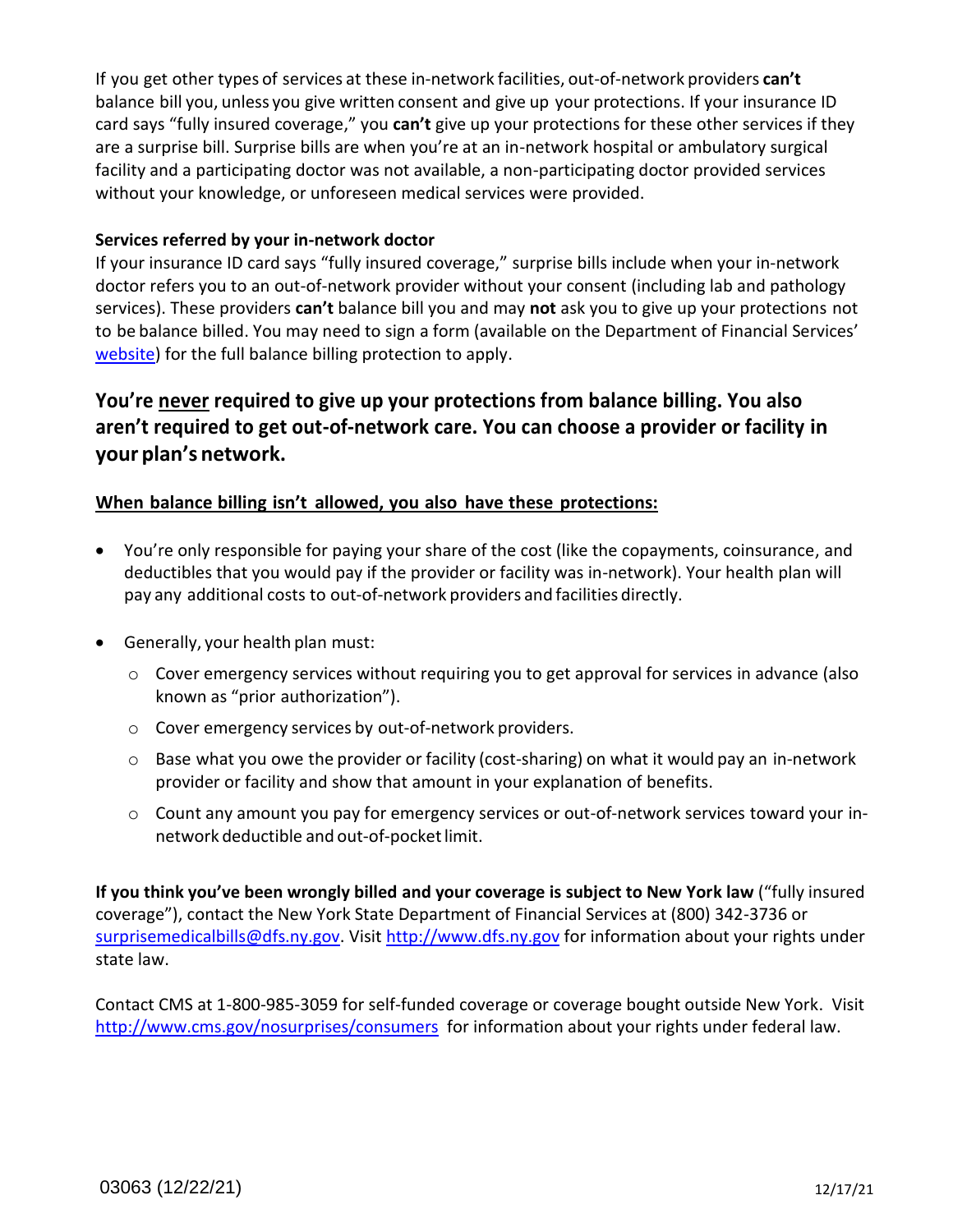If you get other types of services at these in-network facilities, out-of-network providers **can't** balance bill you, unless you give written consent and give up your protections. If your insurance ID card says "fully insured coverage," you **can't** give up your protections for these other services if they are a surprise bill. Surprise bills are when you're at an in-network hospital or ambulatory surgical facility and a participating doctor was not available, a non-participating doctor provided services without your knowledge, or unforeseen medical services were provided.

**Services referred by your in-network doctor**

If your insurance ID card says "fully insured coverage," surprise bills include when your in-network doctor refers you to an out-of-network provider without your consent (including lab and pathology services). These providers **can't** balance bill you and may **not** ask you to give up your protections not to be balance billed. You may need to sign a form (available on the Department of Financial Services' website) for the full balance billing protection to apply.

## You're <u>never</u> required to give up your protections from balance billing. You also aren't required to get out-of-network care. You can choose a provider or facility in your plan's network.

**<u>When balance billing isn't allowed, you also have these protections:</u>**

- You're only responsible for paying your share of the cost (like the copayments, coinsurance, and deductibles that you would pay if the provider or facility was in-network). Your health plan will pay any additional costs to out-of-network providers and facilities directly.
- Generally, your health plan must:
  - Cover emergency services without requiring you to get approval for services in advance (also known as "prior authorization").
  - Cover emergency services by out-of-network providers.
  - Base what you owe the provider or facility (cost-sharing) on what it would pay an in-network provider or facility and show that amount in your explanation of benefits.
  - Count any amount you pay for emergency services or out-of-network services toward your in-network deductible and out-of-pocket limit.

**If you think you've been wrongly billed and your coverage is subject to New York law** ("fully insured coverage"), contact the New York State Department of Financial Services at (800) 342-3736 or surprisemedicalbills@dfs.ny.gov. Visit http://www.dfs.ny.gov for information about your rights under state law.

Contact CMS at 1-800-985-3059 for self-funded coverage or coverage bought outside New York. Visit http://www.cms.gov/nosurprises/consumers for information about your rights under federal law.

03063 (12/22/21)

12/17/21